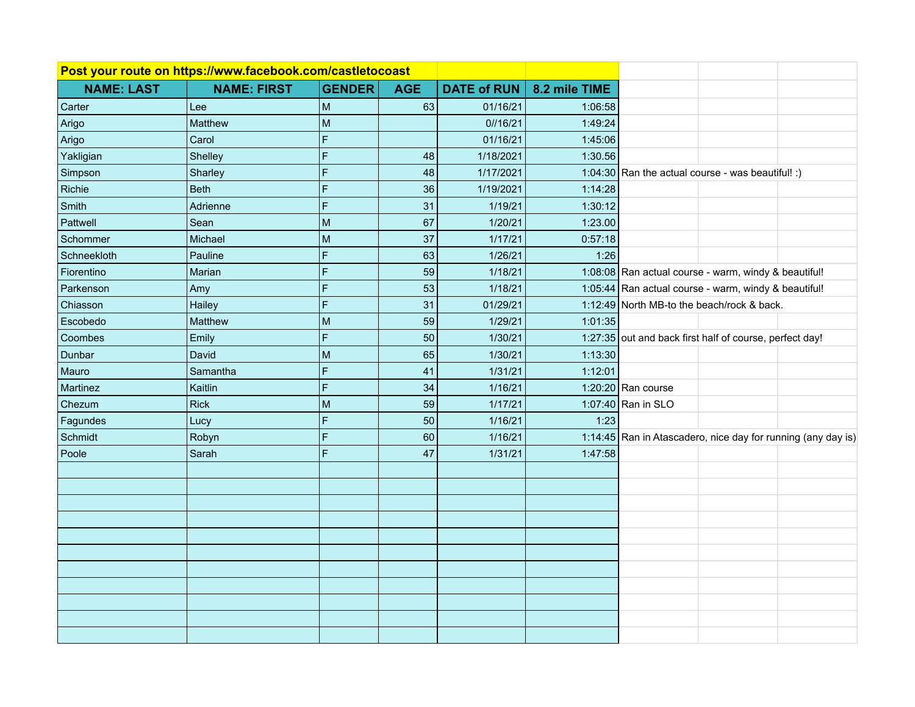| Post your route on https://www.facebook.com/castletocoast | | | | | | |
|---|---|---|---|---|---|---|
| **NAME: LAST** | **NAME: FIRST** | **GENDER** | **AGE** | **DATE of RUN** | **8.2 mile TIME** | |
| Carter | Lee | M | 63 | 01/16/21 | 1:06:58 | |
| Arigo | Matthew | M | | 0//16/21 | 1:49:24 | |
| Arigo | Carol | F | | 01/16/21 | 1:45:06 | |
| Yakligian | Shelley | F | 48 | 1/18/2021 | 1:30.56 | |
| Simpson | Sharley | F | 48 | 1/17/2021 | 1:04:30 | Ran the actual course - was beautiful! :) |
| Richie | Beth | F | 36 | 1/19/2021 | 1:14:28 | |
| Smith | Adrienne | F | 31 | 1/19/21 | 1:30:12 | |
| Pattwell | Sean | M | 67 | 1/20/21 | 1:23.00 | |
| Schommer | Michael | M | 37 | 1/17/21 | 0:57:18 | |
| Schneekloth | Pauline | F | 63 | 1/26/21 | 1:26 | |
| Fiorentino | Marian | F | 59 | 1/18/21 | 1:08:08 | Ran actual course - warm, windy & beautiful! |
| Parkenson | Amy | F | 53 | 1/18/21 | 1:05:44 | Ran actual course - warm, windy & beautiful! |
| Chiasson | Hailey | F | 31 | 01/29/21 | 1:12:49 | North MB-to the beach/rock & back. |
| Escobedo | Matthew | M | 59 | 1/29/21 | 1:01:35 | |
| Coombes | Emily | F | 50 | 1/30/21 | 1:27:35 | out and back first half of course, perfect day! |
| Dunbar | David | M | 65 | 1/30/21 | 1:13:30 | |
| Mauro | Samantha | F | 41 | 1/31/21 | 1:12:01 | |
| Martinez | Kaitlin | F | 34 | 1/16/21 | 1:20:20 | Ran course |
| Chezum | Rick | M | 59 | 1/17/21 | 1:07:40 | Ran in SLO |
| Fagundes | Lucy | F | 50 | 1/16/21 | 1:23 | |
| Schmidt | Robyn | F | 60 | 1/16/21 | 1:14:45 | Ran in Atascadero, nice day for running (any day is) |
| Poole | Sarah | F | 47 | 1/31/21 | 1:47:58 | |